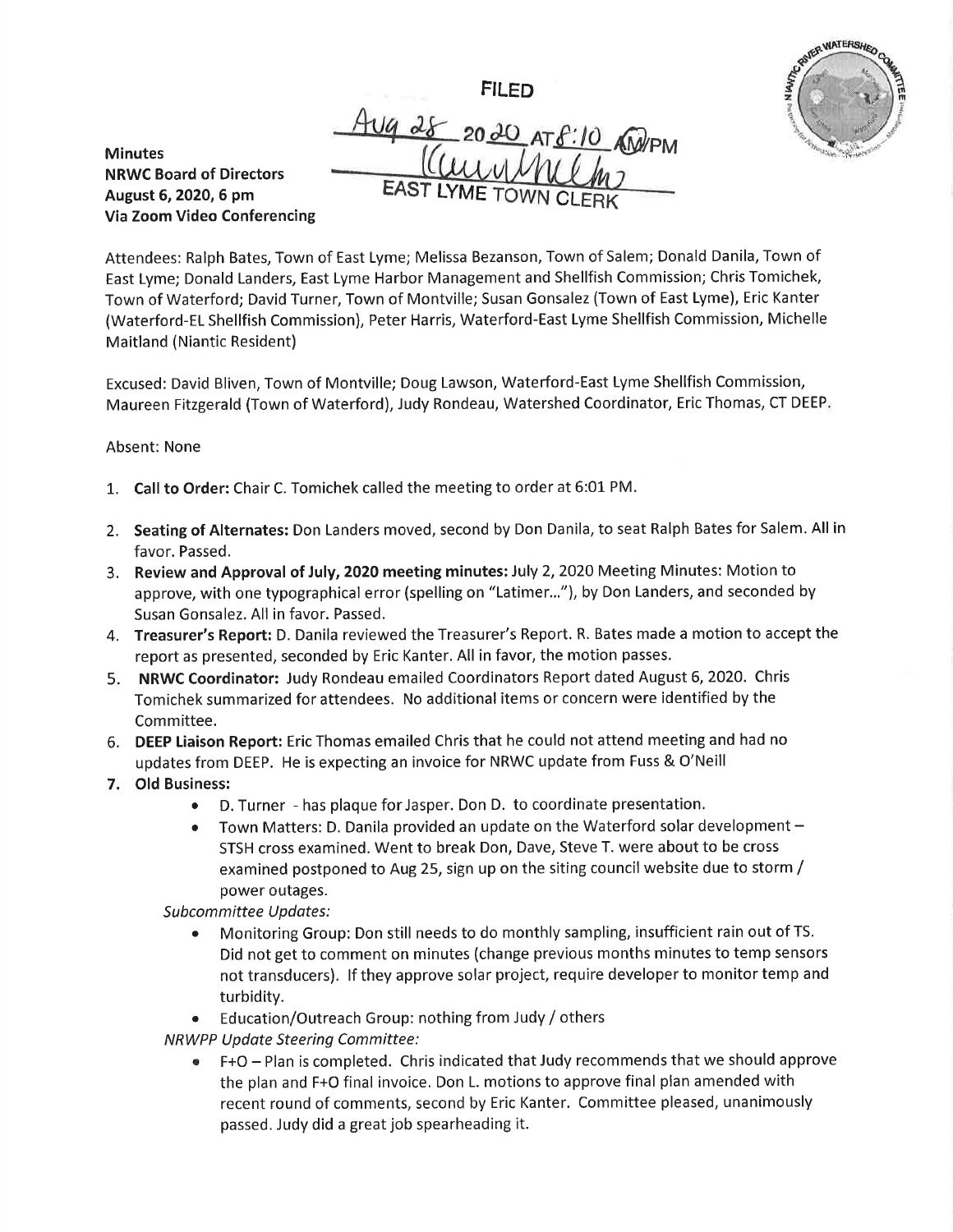FILED

Aug 28 2020 AT 8:10 AM/PM

EAST LYME TOWN CLERK

**Minutes**
**NRWC Board of Directors**
**August 6, 2020, 6 pm**
**Via Zoom Video Conferencing**

Attendees: Ralph Bates, Town of East Lyme; Melissa Bezanson, Town of Salem; Donald Danila, Town of East Lyme; Donald Landers, East Lyme Harbor Management and Shellfish Commission; Chris Tomichek, Town of Waterford; David Turner, Town of Montville; Susan Gonsalez (Town of East Lyme), Eric Kanter (Waterford-EL Shellfish Commission), Peter Harris, Waterford-East Lyme Shellfish Commission, Michelle Maitland (Niantic Resident)

Excused: David Bliven, Town of Montville; Doug Lawson, Waterford-East Lyme Shellfish Commission, Maureen Fitzgerald (Town of Waterford), Judy Rondeau, Watershed Coordinator, Eric Thomas, CT DEEP.

Absent: None

1. **Call to Order:** Chair C. Tomichek called the meeting to order at 6:01 PM.
2. **Seating of Alternates:** Don Landers moved, second by Don Danila, to seat Ralph Bates for Salem. **All in** favor. Passed.
3. **Review and Approval of July, 2020 meeting minutes:** July 2, 2020 Meeting Minutes: Motion to approve, with one typographical error (spelling on "Latimer…"), by Don Landers, and seconded by Susan Gonsalez. All in favor. Passed.
4. **Treasurer's Report:** D. Danila reviewed the Treasurer's Report. R. Bates made a motion to accept the report as presented, seconded by Eric Kanter. All in favor, the motion passes.
5. **NRWC Coordinator:** Judy Rondeau emailed Coordinators Report dated August 6, 2020. Chris Tomichek summarized for attendees. No additional items or concern were identified by the Committee.
6. **DEEP Liaison Report:** Eric Thomas emailed Chris that he could not attend meeting and had no updates from DEEP. He is expecting an invoice for NRWC update from Fuss & O'Neill
7. **Old Business:**
    - D. Turner - has plaque for Jasper. Don D. to coordinate presentation.
    - Town Matters: D. Danila provided an update on the Waterford solar development – STSH cross examined. Went to break Don, Dave, Steve T. were about to be cross examined postponed to Aug 25, sign up on the siting council website due to storm / power outages.

    *Subcommittee Updates:*

    - Monitoring Group: Don still needs to do monthly sampling, insufficient rain out of TS. Did not get to comment on minutes (change previous months minutes to temp sensors not transducers). If they approve solar project, require developer to monitor temp and turbidity.
    - Education/Outreach Group: nothing from Judy / others

    *NRWPP Update Steering Committee:*

    - F+O – Plan is completed. Chris indicated that Judy recommends that we should approve the plan and F+O final invoice. Don L. motions to approve final plan amended with recent round of comments, second by Eric Kanter. Committee pleased, unanimously passed. Judy did a great job spearheading it.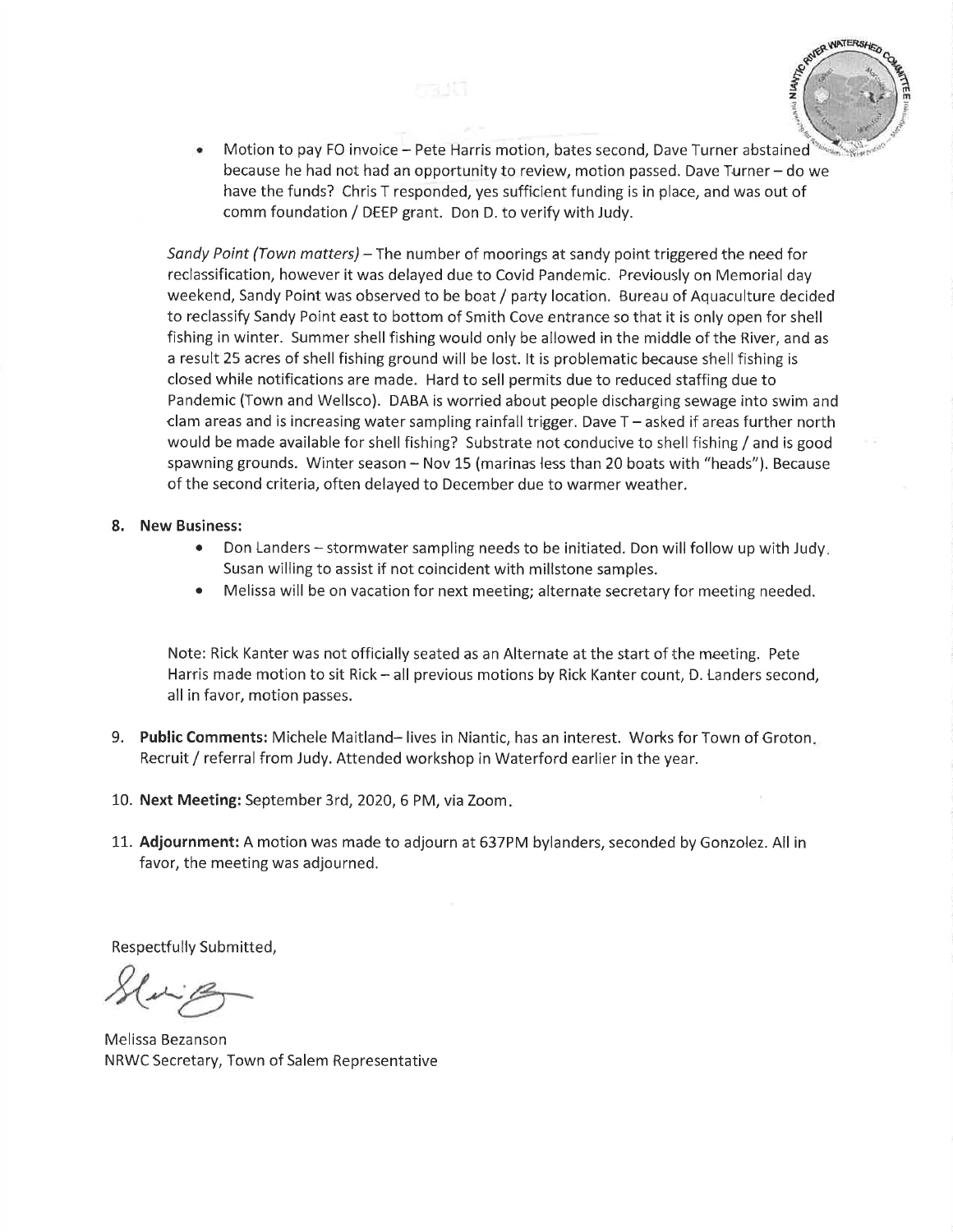- Motion to pay FO invoice – Pete Harris motion, bates second, Dave Turner abstained because he had not had an opportunity to review, motion passed. Dave Turner – do we have the funds? Chris T responded, yes sufficient funding is in place, and was out of comm foundation / DEEP grant. Don D. to verify with Judy.

*Sandy Point (Town matters)* – The number of moorings at sandy point triggered the need for reclassification, however it was delayed due to Covid Pandemic. Previously on Memorial day weekend, Sandy Point was observed to be boat / party location. Bureau of Aquaculture decided to reclassify Sandy Point east to bottom of Smith Cove entrance so that it is only open for shell fishing in winter. Summer shell fishing would only be allowed in the middle of the River, and as a result 25 acres of shell fishing ground will be lost. It is problematic because shell fishing is closed while notifications are made. Hard to sell permits due to reduced staffing due to Pandemic (Town and Wellsco). DABA is worried about people discharging sewage into swim and clam areas and is increasing water sampling rainfall trigger. Dave T – asked if areas further north would be made available for shell fishing? Substrate not conducive to shell fishing / and is good spawning grounds. Winter season – Nov 15 (marinas less than 20 boats with "heads"). Because of the second criteria, often delayed to December due to warmer weather.

8. **New Business:**
   - Don Landers – stormwater sampling needs to be initiated. Don will follow up with Judy. Susan willing to assist if not coincident with millstone samples.
   - Melissa will be on vacation for next meeting; alternate secretary for meeting needed.

   Note: Rick Kanter was not officially seated as an Alternate at the start of the meeting. Pete Harris made motion to sit Rick – all previous motions by Rick Kanter count, D. Landers second, all in favor, motion passes.

9. **Public Comments:** Michele Maitland– lives in Niantic, has an interest. Works for Town of Groton. Recruit / referral from Judy. Attended workshop in Waterford earlier in the year.

10. **Next Meeting:** September 3rd, 2020, 6 PM, via Zoom.

11. **Adjournment:** A motion was made to adjourn at 637PM bylanders, seconded by Gonzolez. All in favor, the meeting was adjourned.

Respectfully Submitted,

Melissa Bezanson
NRWC Secretary, Town of Salem Representative